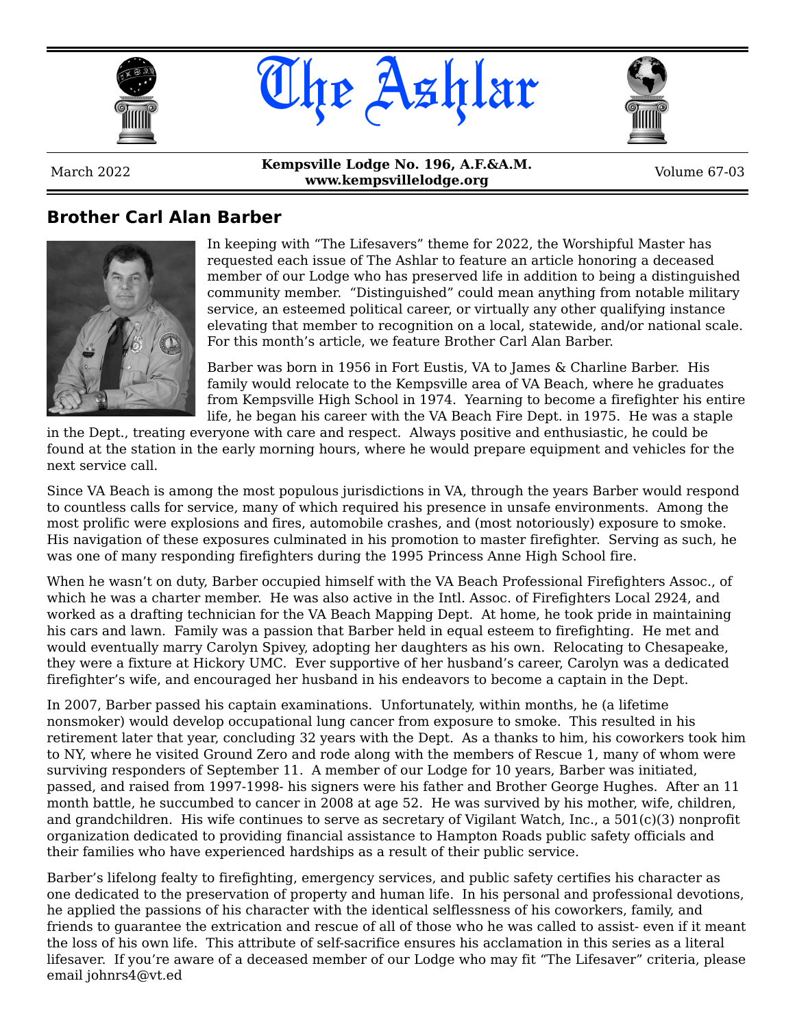# The Ashlar

March 2022 | **Kempsville Lodge No. 196, A.F.&A.M.** **www.kempsvillelodge.org** | Volume 67-03

## Brother Carl Alan Barber

In keeping with "The Lifesavers" theme for 2022, the Worshipful Master has requested each issue of The Ashlar to feature an article honoring a deceased member of our Lodge who has preserved life in addition to being a distinguished community member. "Distinguished" could mean anything from notable military service, an esteemed political career, or virtually any other qualifying instance elevating that member to recognition on a local, statewide, and/or national scale. For this month's article, we feature Brother Carl Alan Barber.

Barber was born in 1956 in Fort Eustis, VA to James & Charline Barber. His family would relocate to the Kempsville area of VA Beach, where he graduates from Kempsville High School in 1974. Yearning to become a firefighter his entire life, he began his career with the VA Beach Fire Dept. in 1975. He was a staple in the Dept., treating everyone with care and respect. Always positive and enthusiastic, he could be found at the station in the early morning hours, where he would prepare equipment and vehicles for the next service call.

Since VA Beach is among the most populous jurisdictions in VA, through the years Barber would respond to countless calls for service, many of which required his presence in unsafe environments. Among the most prolific were explosions and fires, automobile crashes, and (most notoriously) exposure to smoke. His navigation of these exposures culminated in his promotion to master firefighter. Serving as such, he was one of many responding firefighters during the 1995 Princess Anne High School fire.

When he wasn't on duty, Barber occupied himself with the VA Beach Professional Firefighters Assoc., of which he was a charter member. He was also active in the Intl. Assoc. of Firefighters Local 2924, and worked as a drafting technician for the VA Beach Mapping Dept. At home, he took pride in maintaining his cars and lawn. Family was a passion that Barber held in equal esteem to firefighting. He met and would eventually marry Carolyn Spivey, adopting her daughters as his own. Relocating to Chesapeake, they were a fixture at Hickory UMC. Ever supportive of her husband's career, Carolyn was a dedicated firefighter's wife, and encouraged her husband in his endeavors to become a captain in the Dept.

In 2007, Barber passed his captain examinations. Unfortunately, within months, he (a lifetime nonsmoker) would develop occupational lung cancer from exposure to smoke. This resulted in his retirement later that year, concluding 32 years with the Dept. As a thanks to him, his coworkers took him to NY, where he visited Ground Zero and rode along with the members of Rescue 1, many of whom were surviving responders of September 11. A member of our Lodge for 10 years, Barber was initiated, passed, and raised from 1997-1998- his signers were his father and Brother George Hughes. After an 11 month battle, he succumbed to cancer in 2008 at age 52. He was survived by his mother, wife, children, and grandchildren. His wife continues to serve as secretary of Vigilant Watch, Inc., a 501(c)(3) nonprofit organization dedicated to providing financial assistance to Hampton Roads public safety officials and their families who have experienced hardships as a result of their public service.

Barber's lifelong fealty to firefighting, emergency services, and public safety certifies his character as one dedicated to the preservation of property and human life. In his personal and professional devotions, he applied the passions of his character with the identical selflessness of his coworkers, family, and friends to guarantee the extrication and rescue of all of those who he was called to assist- even if it meant the loss of his own life. This attribute of self-sacrifice ensures his acclamation in this series as a literal lifesaver. If you're aware of a deceased member of our Lodge who may fit "The Lifesaver" criteria, please email johnrs4@vt.ed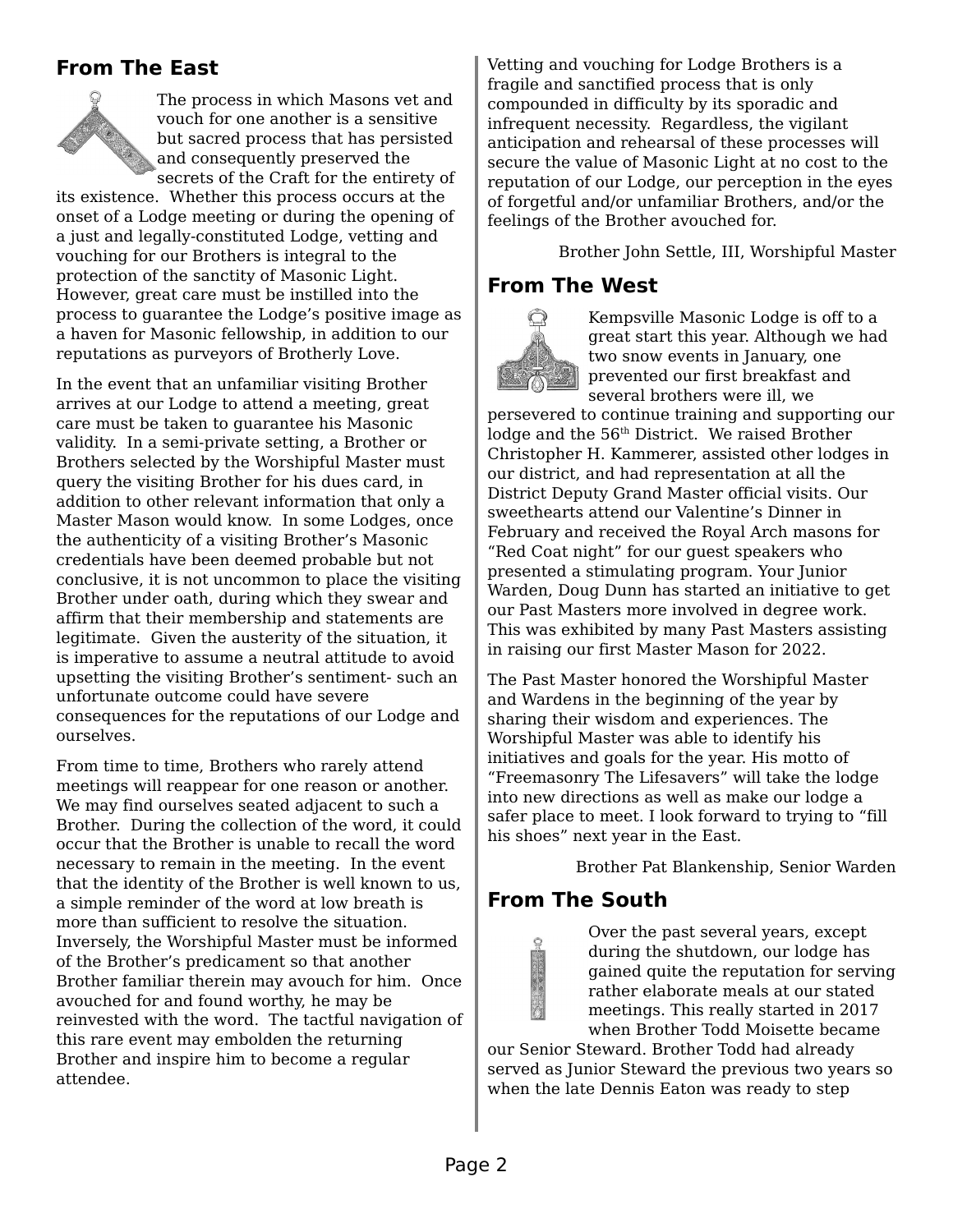## From The East

The process in which Masons vet and vouch for one another is a sensitive but sacred process that has persisted and consequently preserved the secrets of the Craft for the entirety of its existence. Whether this process occurs at the onset of a Lodge meeting or during the opening of a just and legally-constituted Lodge, vetting and vouching for our Brothers is integral to the protection of the sanctity of Masonic Light. However, great care must be instilled into the process to guarantee the Lodge's positive image as a haven for Masonic fellowship, in addition to our reputations as purveyors of Brotherly Love.

In the event that an unfamiliar visiting Brother arrives at our Lodge to attend a meeting, great care must be taken to guarantee his Masonic validity. In a semi-private setting, a Brother or Brothers selected by the Worshipful Master must query the visiting Brother for his dues card, in addition to other relevant information that only a Master Mason would know. In some Lodges, once the authenticity of a visiting Brother's Masonic credentials have been deemed probable but not conclusive, it is not uncommon to place the visiting Brother under oath, during which they swear and affirm that their membership and statements are legitimate. Given the austerity of the situation, it is imperative to assume a neutral attitude to avoid upsetting the visiting Brother's sentiment- such an unfortunate outcome could have severe consequences for the reputations of our Lodge and ourselves.

From time to time, Brothers who rarely attend meetings will reappear for one reason or another. We may find ourselves seated adjacent to such a Brother. During the collection of the word, it could occur that the Brother is unable to recall the word necessary to remain in the meeting. In the event that the identity of the Brother is well known to us, a simple reminder of the word at low breath is more than sufficient to resolve the situation. Inversely, the Worshipful Master must be informed of the Brother's predicament so that another Brother familiar therein may avouch for him. Once avouched for and found worthy, he may be reinvested with the word. The tactful navigation of this rare event may embolden the returning Brother and inspire him to become a regular attendee.

Vetting and vouching for Lodge Brothers is a fragile and sanctified process that is only compounded in difficulty by its sporadic and infrequent necessity. Regardless, the vigilant anticipation and rehearsal of these processes will secure the value of Masonic Light at no cost to the reputation of our Lodge, our perception in the eyes of forgetful and/or unfamiliar Brothers, and/or the feelings of the Brother avouched for.

Brother John Settle, III, Worshipful Master

## From The West

Kempsville Masonic Lodge is off to a great start this year. Although we had two snow events in January, one prevented our first breakfast and several brothers were ill, we persevered to continue training and supporting our lodge and the 56th District. We raised Brother Christopher H. Kammerer, assisted other lodges in our district, and had representation at all the District Deputy Grand Master official visits. Our sweethearts attend our Valentine's Dinner in February and received the Royal Arch masons for "Red Coat night" for our guest speakers who presented a stimulating program. Your Junior Warden, Doug Dunn has started an initiative to get our Past Masters more involved in degree work. This was exhibited by many Past Masters assisting in raising our first Master Mason for 2022.

The Past Master honored the Worshipful Master and Wardens in the beginning of the year by sharing their wisdom and experiences. The Worshipful Master was able to identify his initiatives and goals for the year. His motto of "Freemasonry The Lifesavers" will take the lodge into new directions as well as make our lodge a safer place to meet. I look forward to trying to "fill his shoes" next year in the East.

Brother Pat Blankenship, Senior Warden

## From The South

Over the past several years, except during the shutdown, our lodge has gained quite the reputation for serving rather elaborate meals at our stated meetings. This really started in 2017 when Brother Todd Moisette became our Senior Steward. Brother Todd had already served as Junior Steward the previous two years so when the late Dennis Eaton was ready to step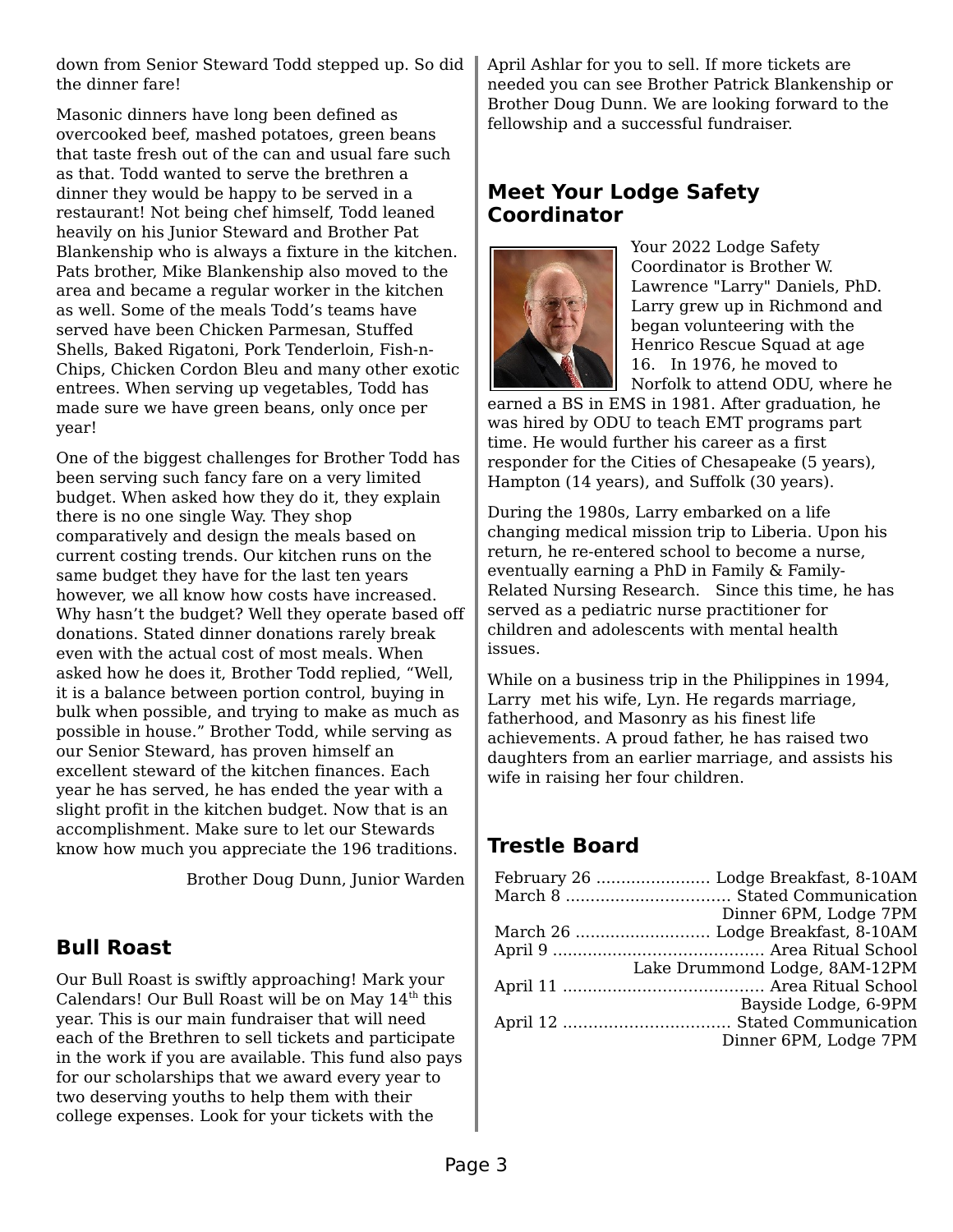down from Senior Steward Todd stepped up. So did the dinner fare!

Masonic dinners have long been defined as overcooked beef, mashed potatoes, green beans that taste fresh out of the can and usual fare such as that. Todd wanted to serve the brethren a dinner they would be happy to be served in a restaurant! Not being chef himself, Todd leaned heavily on his Junior Steward and Brother Pat Blankenship who is always a fixture in the kitchen. Pats brother, Mike Blankenship also moved to the area and became a regular worker in the kitchen as well. Some of the meals Todd's teams have served have been Chicken Parmesan, Stuffed Shells, Baked Rigatoni, Pork Tenderloin, Fish-n-Chips, Chicken Cordon Bleu and many other exotic entrees. When serving up vegetables, Todd has made sure we have green beans, only once per year!

One of the biggest challenges for Brother Todd has been serving such fancy fare on a very limited budget. When asked how they do it, they explain there is no one single Way. They shop comparatively and design the meals based on current costing trends. Our kitchen runs on the same budget they have for the last ten years however, we all know how costs have increased. Why hasn't the budget? Well they operate based off donations. Stated dinner donations rarely break even with the actual cost of most meals. When asked how he does it, Brother Todd replied, "Well, it is a balance between portion control, buying in bulk when possible, and trying to make as much as possible in house." Brother Todd, while serving as our Senior Steward, has proven himself an excellent steward of the kitchen finances. Each year he has served, he has ended the year with a slight profit in the kitchen budget. Now that is an accomplishment. Make sure to let our Stewards know how much you appreciate the 196 traditions.

Brother Doug Dunn, Junior Warden

## Bull Roast

Our Bull Roast is swiftly approaching! Mark your Calendars! Our Bull Roast will be on May 14th this year. This is our main fundraiser that will need each of the Brethren to sell tickets and participate in the work if you are available. This fund also pays for our scholarships that we award every year to two deserving youths to help them with their college expenses. Look for your tickets with the April Ashlar for you to sell. If more tickets are needed you can see Brother Patrick Blankenship or Brother Doug Dunn. We are looking forward to the fellowship and a successful fundraiser.

## Meet Your Lodge Safety Coordinator

Your 2022 Lodge Safety Coordinator is Brother W. Lawrence "Larry" Daniels, PhD. Larry grew up in Richmond and began volunteering with the Henrico Rescue Squad at age 16. In 1976, he moved to Norfolk to attend ODU, where he earned a BS in EMS in 1981. After graduation, he was hired by ODU to teach EMT programs part time. He would further his career as a first responder for the Cities of Chesapeake (5 years), Hampton (14 years), and Suffolk (30 years).

During the 1980s, Larry embarked on a life changing medical mission trip to Liberia. Upon his return, he re-entered school to become a nurse, eventually earning a PhD in Family & Family-Related Nursing Research. Since this time, he has served as a pediatric nurse practitioner for children and adolescents with mental health issues.

While on a business trip in the Philippines in 1994, Larry met his wife, Lyn. He regards marriage, fatherhood, and Masonry as his finest life achievements. A proud father, he has raised two daughters from an earlier marriage, and assists his wife in raising her four children.

## Trestle Board

February 26 ....................... Lodge Breakfast, 8-10AM
March 8 ................................ Stated Communication
Dinner 6PM, Lodge 7PM
March 26 .......................... Lodge Breakfast, 8-10AM
April 9 ......................................... Area Ritual School
Lake Drummond Lodge, 8AM-12PM
April 11 ....................................... Area Ritual School
Bayside Lodge, 6-9PM
April 12 ................................ Stated Communication
Dinner 6PM, Lodge 7PM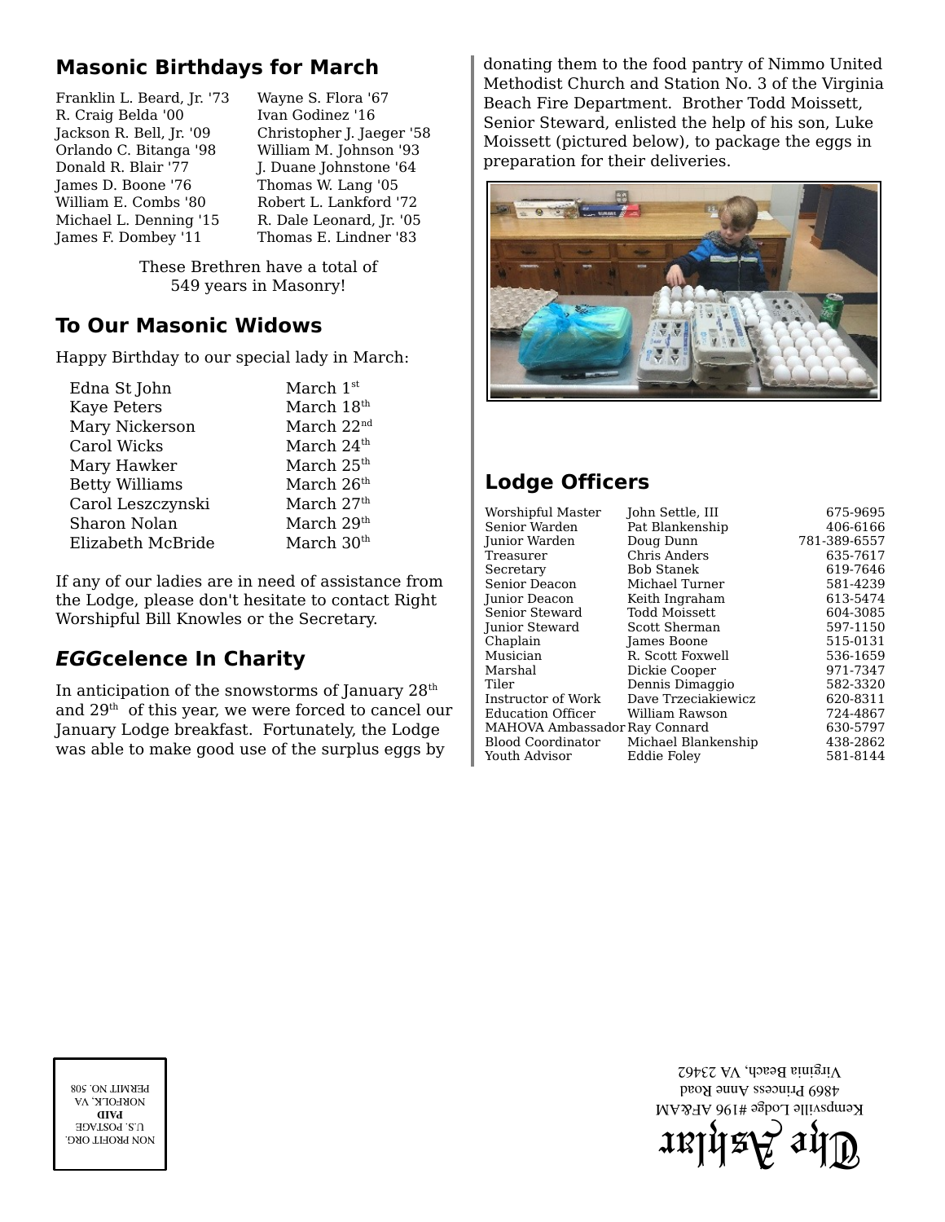## Masonic Birthdays for March

| | |
|---|---|
| Franklin L. Beard, Jr. '73 | Wayne S. Flora '67 |
| R. Craig Belda '00 | Ivan Godinez '16 |
| Jackson R. Bell, Jr. '09 | Christopher J. Jaeger '58 |
| Orlando C. Bitanga '98 | William M. Johnson '93 |
| Donald R. Blair '77 | J. Duane Johnstone '64 |
| James D. Boone '76 | Thomas W. Lang '05 |
| William E. Combs '80 | Robert L. Lankford '72 |
| Michael L. Denning '15 | R. Dale Leonard, Jr. '05 |
| James F. Dombey '11 | Thomas E. Lindner '83 |

These Brethren have a total of 549 years in Masonry!

## To Our Masonic Widows

Happy Birthday to our special lady in March:

| | |
|---|---|
| Edna St John | March 1st |
| Kaye Peters | March 18th |
| Mary Nickerson | March 22nd |
| Carol Wicks | March 24th |
| Mary Hawker | March 25th |
| Betty Williams | March 26th |
| Carol Leszczynski | March 27th |
| Sharon Nolan | March 29th |
| Elizabeth McBride | March 30th |

If any of our ladies are in need of assistance from the Lodge, please don't hesitate to contact Right Worshipful Bill Knowles or the Secretary.

## *EGG*celence In Charity

In anticipation of the snowstorms of January 28th and 29th of this year, we were forced to cancel our January Lodge breakfast. Fortunately, the Lodge was able to make good use of the surplus eggs by donating them to the food pantry of Nimmo United Methodist Church and Station No. 3 of the Virginia Beach Fire Department. Brother Todd Moissett, Senior Steward, enlisted the help of his son, Luke Moissett (pictured below), to package the eggs in preparation for their deliveries.

## Lodge Officers

| | | |
|---|---|---|
| Worshipful Master | John Settle, III | 675-9695 |
| Senior Warden | Pat Blankenship | 406-6166 |
| Junior Warden | Doug Dunn | 781-389-6557 |
| Treasurer | Chris Anders | 635-7617 |
| Secretary | Bob Stanek | 619-7646 |
| Senior Deacon | Michael Turner | 581-4239 |
| Junior Deacon | Keith Ingraham | 613-5474 |
| Senior Steward | Todd Moissett | 604-3085 |
| Junior Steward | Scott Sherman | 597-1150 |
| Chaplain | James Boone | 515-0131 |
| Musician | R. Scott Foxwell | 536-1659 |
| Marshal | Dickie Cooper | 971-7347 |
| Tiler | Dennis Dimaggio | 582-3320 |
| Instructor of Work | Dave Trzeciakiewicz | 620-8311 |
| Education Officer | William Rawson | 724-4867 |
| MAHOVA Ambassador | Ray Connard | 630-5797 |
| Blood Coordinator | Michael Blankenship | 438-2862 |
| Youth Advisor | Eddie Foley | 581-8144 |

NON PROFIT ORG.
U.S. POSTAGE
**PAID**
NORFOLK, VA
PERMIT NO. 508

The Ashlar
Kempsville Lodge #196 AF&AM
4869 Princess Anne Road
Virginia Beach, VA 23462